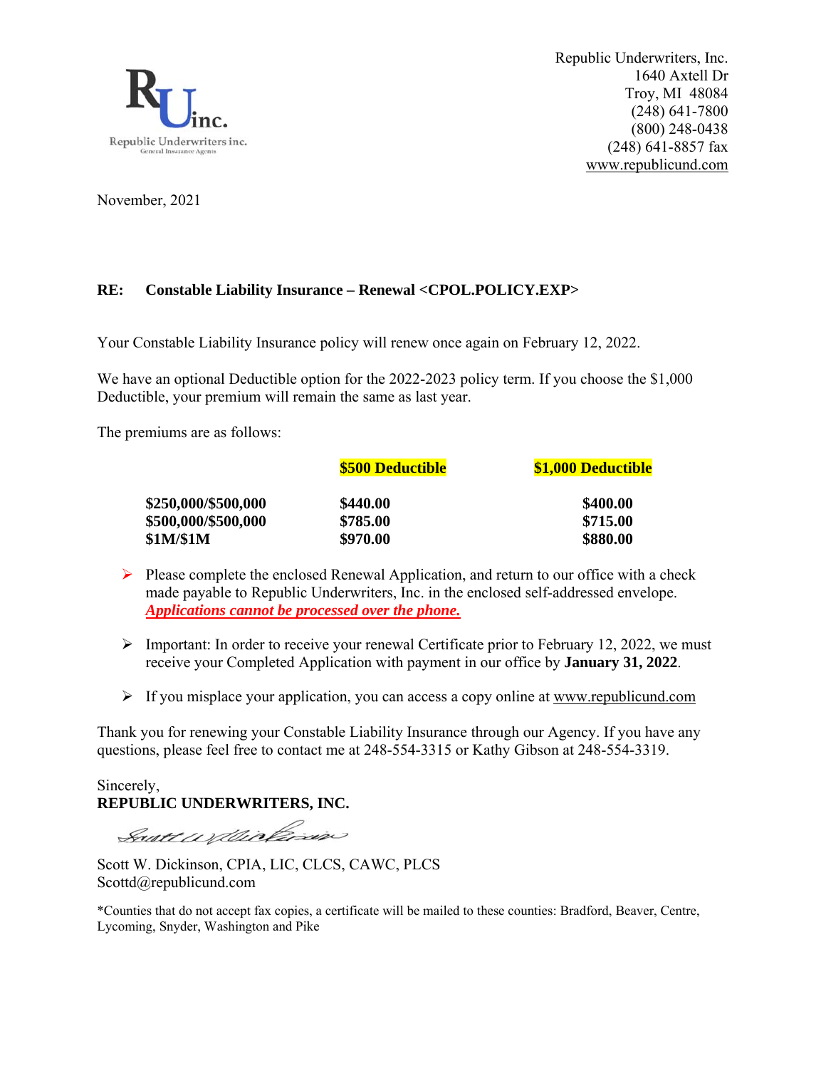Republic Underwriters inc.
General Insurance Agents

Republic Underwriters, Inc.
1640 Axtell Dr
Troy, MI 48084
(248) 641-7800
(800) 248-0438
(248) 641-8857 fax
www.republicund.com

November, 2021

**RE: Constable Liability Insurance – Renewal <CPOL.POLICY.EXP>**

Your Constable Liability Insurance policy will renew once again on February 12, 2022.

We have an optional Deductible option for the 2022-2023 policy term. If you choose the $1,000 Deductible, your premium will remain the same as last year.

The premiums are as follows:

| | **$500 Deductible** | **$1,000 Deductible** |
|---|---|---|
| **$250,000/$500,000** | **$440.00** | **$400.00** |
| **$500,000/$500,000** | **$785.00** | **$715.00** |
| **$1M/$1M** | **$970.00** | **$880.00** |

- Please complete the enclosed Renewal Application, and return to our office with a check made payable to Republic Underwriters, Inc. in the enclosed self-addressed envelope. ***Applications cannot be processed over the phone.***

- Important: In order to receive your renewal Certificate prior to February 12, 2022, we must receive your Completed Application with payment in our office by **January 31, 2022**.

- If you misplace your application, you can access a copy online at www.republicund.com

Thank you for renewing your Constable Liability Insurance through our Agency. If you have any questions, please feel free to contact me at 248-554-3315 or Kathy Gibson at 248-554-3319.

Sincerely,
**REPUBLIC UNDERWRITERS, INC.**

Scott W. Dickinson

Scott W. Dickinson, CPIA, LIC, CLCS, CAWC, PLCS
Scottd@republicund.com

*Counties that do not accept fax copies, a certificate will be mailed to these counties: Bradford, Beaver, Centre, Lycoming, Snyder, Washington and Pike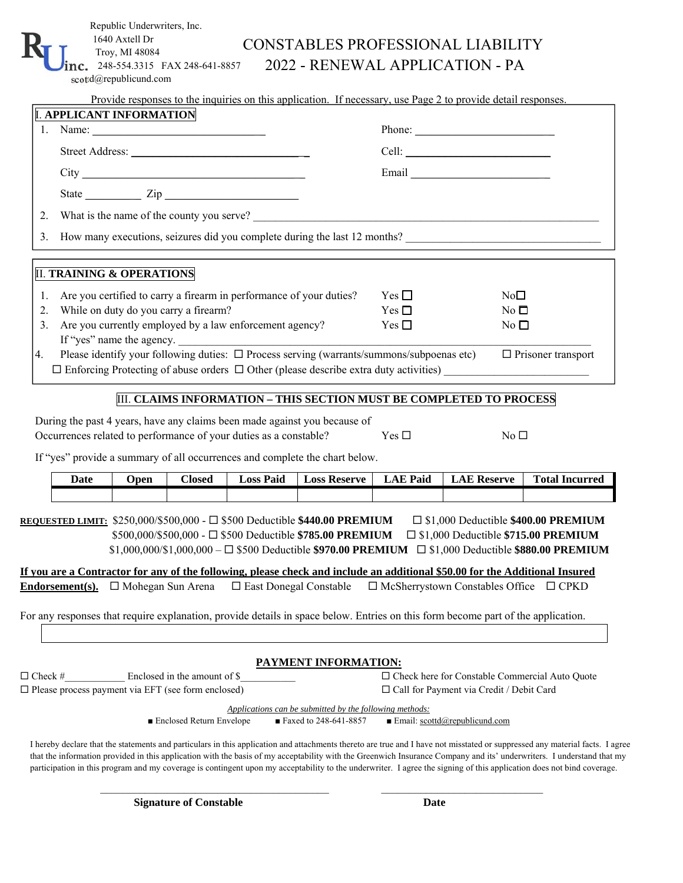Republic Underwriters, Inc.
1640 Axtell Dr
Troy, MI 48084
248-554.3315 FAX 248-641-8857
scottd@republicund.com

# CONSTABLES PROFESSIONAL LIABILITY
# 2022 - RENEWAL APPLICATION - PA

Provide responses to the inquiries on this application. If necessary, use Page 2 to provide detail responses.

## I. APPLICANT INFORMATION

1. Name: ______________________________ Phone: ________________________

   Street Address: ______________________________ Cell: ________________________

   City ______________________________ Email ________________________

   State __________ Zip ______________________

2. What is the name of the county you serve? ______________________________

3. How many executions, seizures did you complete during the last 12 months? ______________________________

## II. TRAINING & OPERATIONS

1. Are you certified to carry a firearm in performance of your duties? Yes ☐ No ☐
2. While on duty do you carry a firearm? Yes ☐ No ☐
3. Are you currently employed by a law enforcement agency? Yes ☐ No ☐

   If "yes" name the agency. ______________________________

4. Please identify your following duties: ☐ Process serving (warrants/summons/subpoenas etc) ☐ Prisoner transport ☐ Enforcing Protecting of abuse orders ☐ Other (please describe extra duty activities) ______________________

## III. CLAIMS INFORMATION – THIS SECTION MUST BE COMPLETED TO PROCESS

During the past 4 years, have any claims been made against you because of Occurrences related to performance of your duties as a constable? Yes ☐ No ☐

If "yes" provide a summary of all occurrences and complete the chart below.

| Date | Open | Closed | Loss Paid | Loss Reserve | LAE Paid | LAE Reserve | Total Incurred |
|---|---|---|---|---|---|---|---|
| | | | | | | | |

**REQUESTED LIMIT:** $250,000/$500,000 - ☐ $500 Deductible **$440.00 PREMIUM** ☐ $1,000 Deductible **$400.00 PREMIUM**
$500,000/$500,000 - ☐ $500 Deductible **$785.00 PREMIUM** ☐ $1,000 Deductible **$715.00 PREMIUM**
$1,000,000/$1,000,000 – ☐ $500 Deductible **$970.00 PREMIUM** ☐ $1,000 Deductible **$880.00 PREMIUM**

**If you are a Contractor for any of the following, please check and include an additional $50.00 for the Additional Insured Endorsement(s).** ☐ Mohegan Sun Arena ☐ East Donegal Constable ☐ McSherrystown Constables Office ☐ CPKD

For any responses that require explanation, provide details in space below. Entries on this form become part of the application.

## PAYMENT INFORMATION:

☐ Check #___________ Enclosed in the amount of $__________

☐ Please process payment via EFT (see form enclosed)

☐ Check here for Constable Commercial Auto Quote

☐ Call for Payment via Credit / Debit Card

*Applications can be submitted by the following methods:*

- Enclosed Return Envelope
- Faxed to 248-641-8857
- Email: scottd@republicund.com

I hereby declare that the statements and particulars in this application and attachments thereto are true and I have not misstated or suppressed any material facts. I agree that the information provided in this application with the basis of my acceptability with the Greenwich Insurance Company and its' underwriters. I understand that my participation in this program and my coverage is contingent upon my acceptability to the underwriter. I agree the signing of this application does not bind coverage.

______________________________ ______________________

**Signature of Constable** **Date**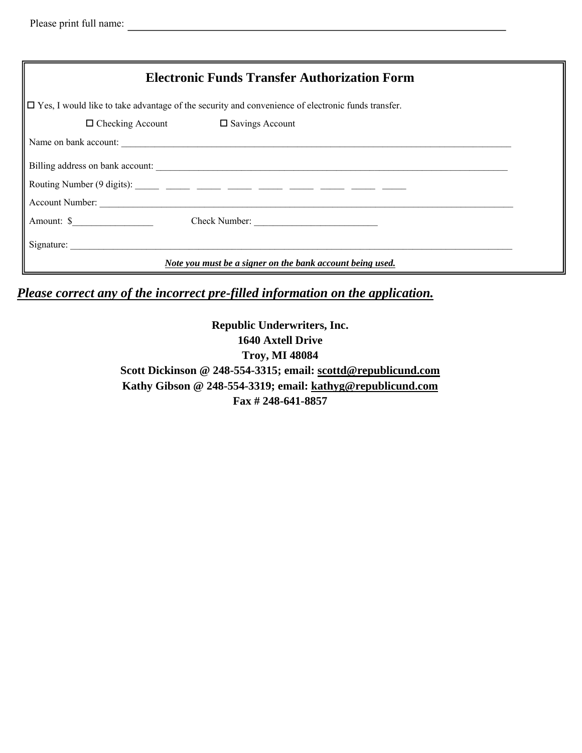Please print full name: ________________________________________________________________

## Electronic Funds Transfer Authorization Form

☐ Yes, I would like to take advantage of the security and convenience of electronic funds transfer.

☐ Checking Account ☐ Savings Account

Name on bank account: ________________________________________________________________

Billing address on bank account: ________________________________________________________________

Routing Number (9 digits): _____ _____ _____ _____ _____ _____ _____ _____ _____

Account Number: ________________________________________________________________

Amount: $_________________ Check Number: __________________________

Signature: ________________________________________________________________

***Note you must be a signer on the bank account being used.***

***Please correct any of the incorrect pre-filled information on the application.***

**Republic Underwriters, Inc.**
**1640 Axtell Drive**
**Troy, MI 48084**
**Scott Dickinson @ 248-554-3315; email: scottd@republicund.com**
**Kathy Gibson @ 248-554-3319; email: kathyg@republicund.com**
**Fax # 248-641-8857**